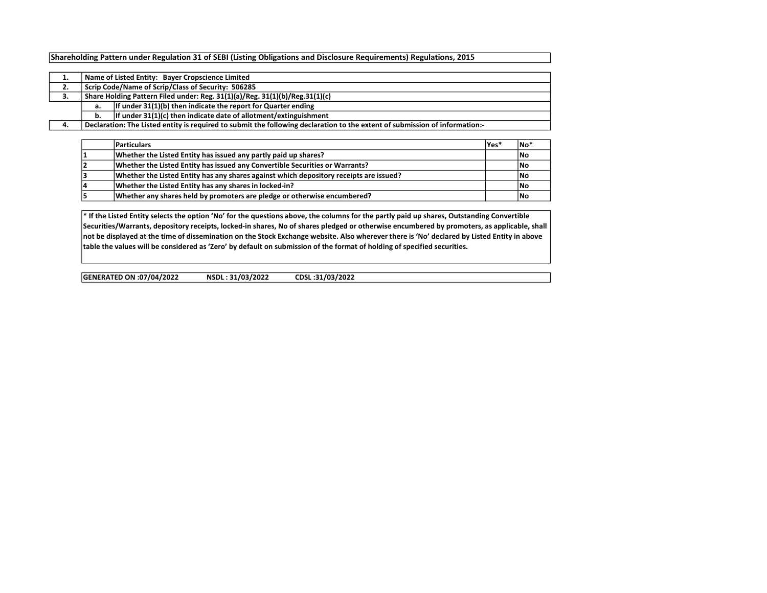**Shareholding Pattern under Regulation 31 of SEBI (Listing Obligations and Disclosure Requirements) Regulations, 2015**

| | | |
|---|---|---|
| 1. | Name of Listed Entity: Bayer Cropscience Limited | |
| 2. | Scrip Code/Name of Scrip/Class of Security: 506285 | |
| 3. | Share Holding Pattern Filed under: Reg. 31(1)(a)/Reg. 31(1)(b)/Reg.31(1)(c) | |
| | a. | If under 31(1)(b) then indicate the report for Quarter ending |
| | b. | If under 31(1)(c) then indicate date of allotment/extinguishment |
| 4. | Declaration: The Listed entity is required to submit the following declaration to the extent of submission of information:- | |

| | Particulars | Yes* | No* |
|---|---|---|---|
| 1 | Whether the Listed Entity has issued any partly paid up shares? | | No |
| 2 | Whether the Listed Entity has issued any Convertible Securities or Warrants? | | No |
| 3 | Whether the Listed Entity has any shares against which depository receipts are issued? | | No |
| 4 | Whether the Listed Entity has any shares in locked-in? | | No |
| 5 | Whether any shares held by promoters are pledge or otherwise encumbered? | | No |

* If the Listed Entity selects the option 'No' for the questions above, the columns for the partly paid up shares, Outstanding Convertible Securities/Warrants, depository receipts, locked-in shares, No of shares pledged or otherwise encumbered by promoters, as applicable, shall not be displayed at the time of dissemination on the Stock Exchange website. Also wherever there is 'No' declared by Listed Entity in above table the values will be considered as 'Zero' by default on submission of the format of holding of specified securities.

GENERATED ON :07/04/2022 NSDL : 31/03/2022 CDSL :31/03/2022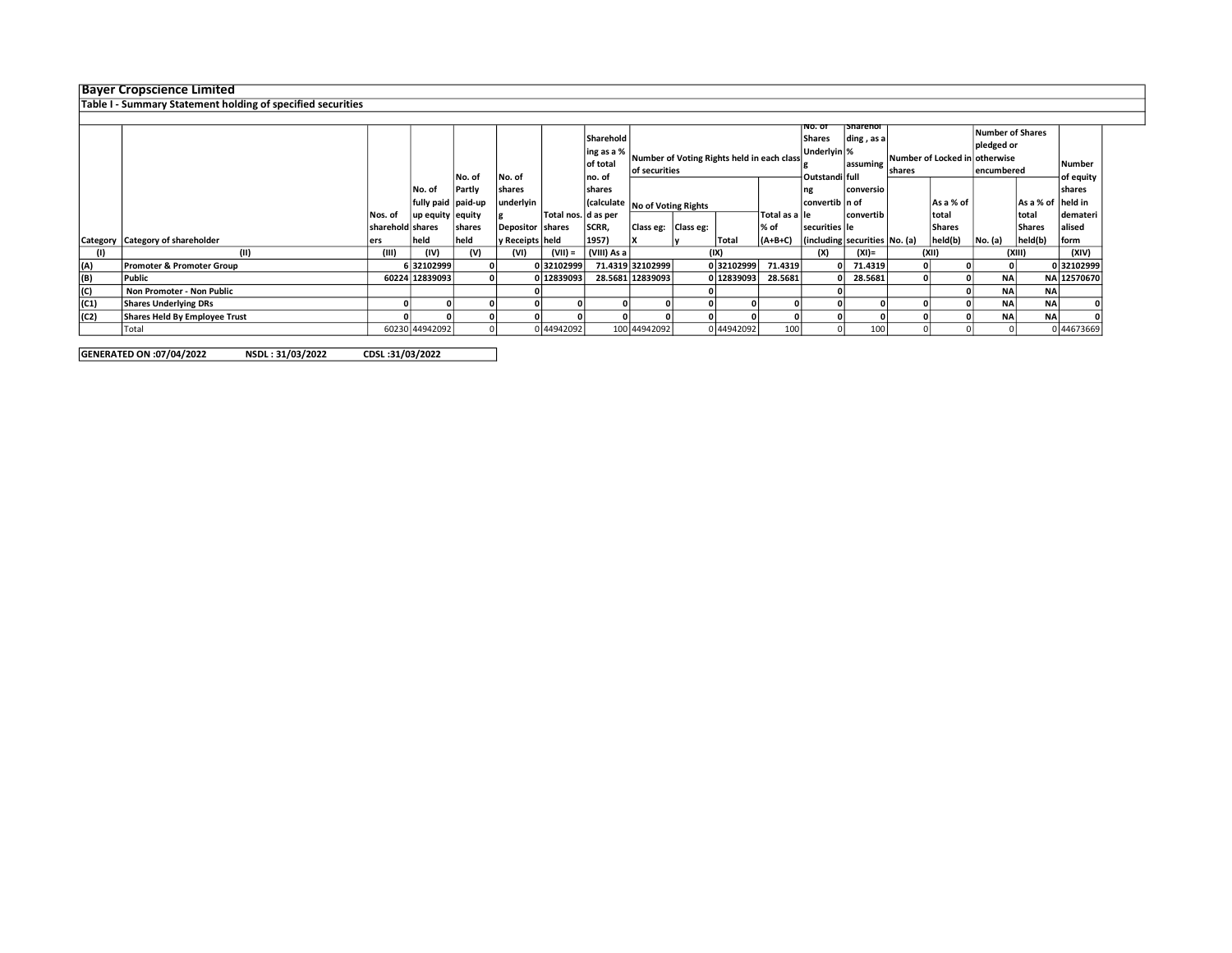**Bayer Cropscience Limited**

**Table I - Summary Statement holding of specified securities**

| Category | Category of shareholder | Nos. of shareholders | No. of fully paid up equity shares held | No. of Partly paid-up equity shares held | No. of shares underlying Depository Receipts | Total nos. shares held | Shareholding as a % of total no. of shares (calculated as per SCRR, 1957) | Number of Voting Rights held in each class of securities | | | | No. of Shares Underlying Outstanding convertible securities (including | Shareholding , as a % assuming full conversion of convertible securities | Number of Locked in shares | | Number of Shares pledged or otherwise encumbered | | Number of equity shares held in dematerialised form |
|---|---|---|---|---|---|---|---|---|---|---|---|---|---|---|---|---|---|---|
| | | | | | | | | No of Voting Rights | | | Total as a % of (A+B+C) | | | No. (a) | As a % of total Shares held(b) | No. (a) | As a % of total Shares held(b) | |
| | | | | | | | | Class eg: X | Class eg: y | Total | | | | | | | | |
| (I) | (II) | (III) | (IV) | (V) | (VI) | (VII) = | (VIII) As a | (IX) | | | | (X) | (XI)= | (XII) | | (XIII) | | (XIV) |
| (A) | Promoter & Promoter Group | 6 | 32102999 | 0 | 0 | 32102999 | 71.4319 | 32102999 | 0 | 32102999 | 71.4319 | 0 | 71.4319 | 0 | 0 | 0 | 0 | 32102999 |
| (B) | Public | 60224 | 12839093 | 0 | 0 | 12839093 | 28.5681 | 12839093 | 0 | 12839093 | 28.5681 | 0 | 28.5681 | 0 | 0 | NA | NA | 12570670 |
| (C) | Non Promoter - Non Public | | | | 0 | | | | 0 | | | 0 | | | 0 | NA | NA | |
| (C1) | Shares Underlying DRs | 0 | 0 | 0 | 0 | 0 | 0 | 0 | 0 | 0 | 0 | 0 | 0 | 0 | 0 | NA | NA | 0 |
| (C2) | Shares Held By Employee Trust | 0 | 0 | 0 | 0 | 0 | 0 | 0 | 0 | 0 | 0 | 0 | 0 | 0 | 0 | NA | NA | 0 |
| | Total | 60230 | 44942092 | 0 | 0 | 44942092 | 100 | 44942092 | 0 | 44942092 | 100 | 0 | 100 | 0 | 0 | 0 | 0 | 44673669 |

**GENERATED ON :07/04/2022 NSDL : 31/03/2022 CDSL :31/03/2022**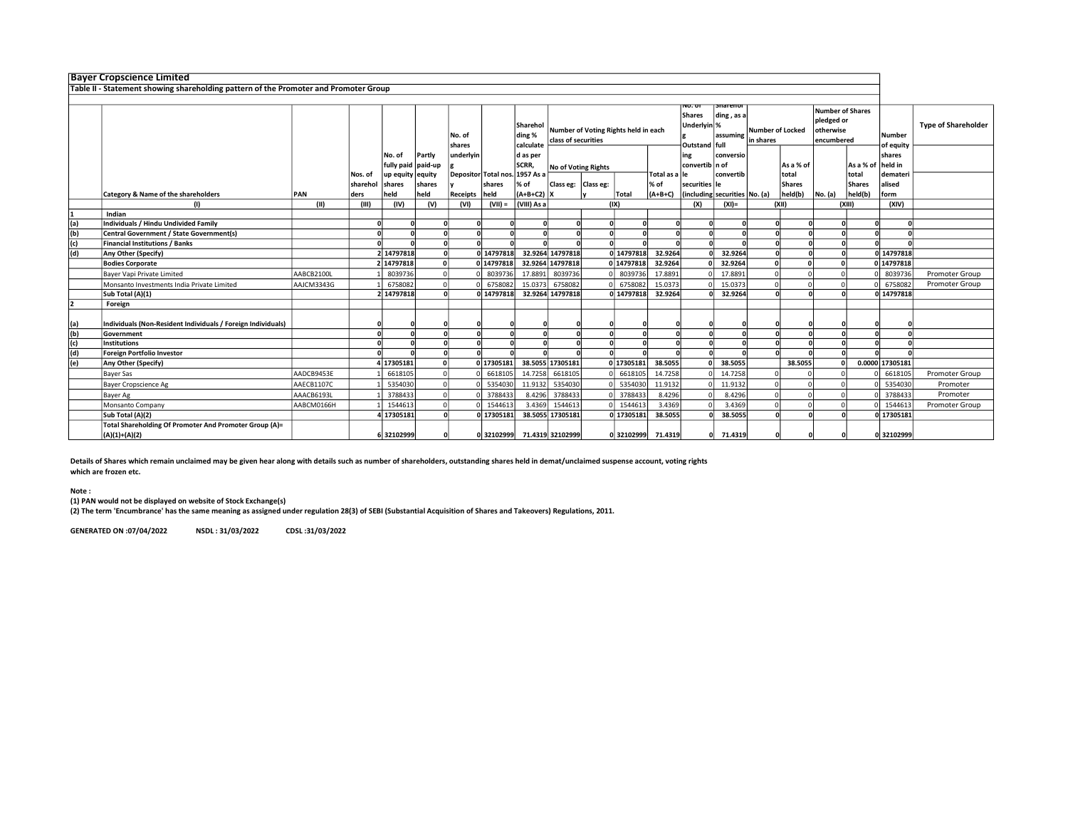**Bayer Cropscience Limited**

**Table II - Statement showing shareholding pattern of the Promoter and Promoter Group**

| | Category & Name of the shareholders | PAN | Nos. of shareholders | No. of fully paid up equity shares held | Partly paid-up equity shares held | No. of shares underlying Depository Receipts | Total nos. shares held | Shareholding % calculated as per SCRR, 1957 As a % of (A+B+C2) | Number of Voting Rights held in each class of securities | | | | No. of Shares Underlying Outstanding convertible securities (including | Shareholding , as a % assuming full conversion of convertible securities | Number of Locked in shares | | Number of Shares pledged or otherwise encumbered | | Number of equity shares held in dematerialised form | Type of Shareholder |
|---|---|---|---|---|---|---|---|---|---|---|---|---|---|---|---|---|---|---|---|---|
| | | | | | | | | | No of Voting Rights | | | Total as a % of (A+B+C) | | | No. (a) | As a % of total Shares held(b) | No. (a) | As a % of total Shares held(b) | | |
| | | | | | | | | | Class eg: X | Class eg: y | Total | | | | | | | | | |
| | (I) | (II) | (III) | (IV) | (V) | (VI) | (VII) = | (VIII) As a | (IX) | | | | (X) | (XI)= | (XII) | | (XIII) | | (XIV) | |
| 1 | **Indian** | | | | | | | | | | | | | | | | | | | |
| (a) | **Individuals / Hindu Undivided Family** | | **0** | **0** | **0** | **0** | **0** | **0** | **0** | **0** | **0** | **0** | **0** | **0** | **0** | **0** | **0** | **0** | **0** | |
| (b) | **Central Government / State Government(s)** | | **0** | **0** | **0** | **0** | **0** | **0** | **0** | **0** | **0** | **0** | **0** | **0** | **0** | **0** | **0** | **0** | **0** | |
| (c) | **Financial Institutions / Banks** | | **0** | **0** | **0** | **0** | **0** | **0** | **0** | **0** | **0** | **0** | **0** | **0** | **0** | **0** | **0** | **0** | **0** | |
| (d) | **Any Other (Specify)** | | **2** | **14797818** | **0** | **0** | **14797818** | **32.9264** | **14797818** | **0** | **14797818** | **32.9264** | **0** | **32.9264** | **0** | **0** | **0** | **0** | **14797818** | |
| | **Bodies Corporate** | | **2** | **14797818** | **0** | **0** | **14797818** | **32.9264** | **14797818** | **0** | **14797818** | **32.9264** | **0** | **32.9264** | **0** | **0** | **0** | **0** | **14797818** | |
| | Bayer Vapi Private Limited | AABCB2100L | 1 | 8039736 | 0 | 0 | 8039736 | 17.8891 | 8039736 | 0 | 8039736 | 17.8891 | 0 | 17.8891 | 0 | 0 | 0 | 0 | 8039736 | Promoter Group |
| | Monsanto Investments India Private Limited | AAJCM3343G | 1 | 6758082 | 0 | 0 | 6758082 | 15.0373 | 6758082 | 0 | 6758082 | 15.0373 | 0 | 15.0373 | 0 | 0 | 0 | 0 | 6758082 | Promoter Group |
| | **Sub Total (A)(1)** | | **2** | **14797818** | **0** | **0** | **14797818** | **32.9264** | **14797818** | **0** | **14797818** | **32.9264** | **0** | **32.9264** | **0** | **0** | **0** | **0** | **14797818** | |
| 2 | **Foreign** | | | | | | | | | | | | | | | | | | | |
| (a) | **Individuals (Non-Resident Individuals / Foreign Individuals)** | | **0** | **0** | **0** | **0** | **0** | **0** | **0** | **0** | **0** | **0** | **0** | **0** | **0** | **0** | **0** | **0** | **0** | |
| (b) | **Government** | | **0** | **0** | **0** | **0** | **0** | **0** | **0** | **0** | **0** | **0** | **0** | **0** | **0** | **0** | **0** | **0** | **0** | |
| (c) | **Institutions** | | **0** | **0** | **0** | **0** | **0** | **0** | **0** | **0** | **0** | **0** | **0** | **0** | **0** | **0** | **0** | **0** | **0** | |
| (d) | **Foreign Portfolio Investor** | | **0** | **0** | **0** | **0** | **0** | **0** | **0** | **0** | **0** | **0** | **0** | **0** | **0** | **0** | **0** | **0** | **0** | |
| (e) | **Any Other (Specify)** | | **4** | **17305181** | **0** | **0** | **17305181** | **38.5055** | **17305181** | **0** | **17305181** | **38.5055** | **0** | **38.5055** | | **38.5055** | **0** | **0.0000** | **17305181** | |
| | Bayer Sas | AADCB9453E | 1 | 6618105 | 0 | 0 | 6618105 | 14.7258 | 6618105 | 0 | 6618105 | 14.7258 | 0 | 14.7258 | 0 | 0 | 0 | 0 | 6618105 | Promoter Group |
| | Bayer Cropscience Ag | AAECB1107C | 1 | 5354030 | 0 | 0 | 5354030 | 11.9132 | 5354030 | 0 | 5354030 | 11.9132 | 0 | 11.9132 | 0 | 0 | 0 | 0 | 5354030 | Promoter |
| | Bayer Ag | AAACB6193L | 1 | 3788433 | 0 | 0 | 3788433 | 8.4296 | 3788433 | 0 | 3788433 | 8.4296 | 0 | 8.4296 | 0 | 0 | 0 | 0 | 3788433 | Promoter |
| | Monsanto Company | AABCM0166H | 1 | 1544613 | 0 | 0 | 1544613 | 3.4369 | 1544613 | 0 | 1544613 | 3.4369 | 0 | 3.4369 | 0 | 0 | 0 | 0 | 1544613 | Promoter Group |
| | **Sub Total (A)(2)** | | **4** | **17305181** | **0** | **0** | **17305181** | **38.5055** | **17305181** | **0** | **17305181** | **38.5055** | **0** | **38.5055** | **0** | **0** | **0** | **0** | **17305181** | |
| | **Total Shareholding Of Promoter And Promoter Group (A)= (A)(1)+(A)(2)** | | **6** | **32102999** | **0** | **0** | **32102999** | **71.4319** | **32102999** | **0** | **32102999** | **71.4319** | **0** | **71.4319** | **0** | **0** | **0** | **0** | **32102999** | |

**Details of Shares which remain unclaimed may be given hear along with details such as number of shareholders, outstanding shares held in demat/unclaimed suspense account, voting rights which are frozen etc.**

**Note :**

**(1) PAN would not be displayed on website of Stock Exchange(s)**

**(2) The term 'Encumbrance' has the same meaning as assigned under regulation 28(3) of SEBI (Substantial Acquisition of Shares and Takeovers) Regulations, 2011.**

**GENERATED ON :07/04/2022 NSDL : 31/03/2022 CDSL :31/03/2022**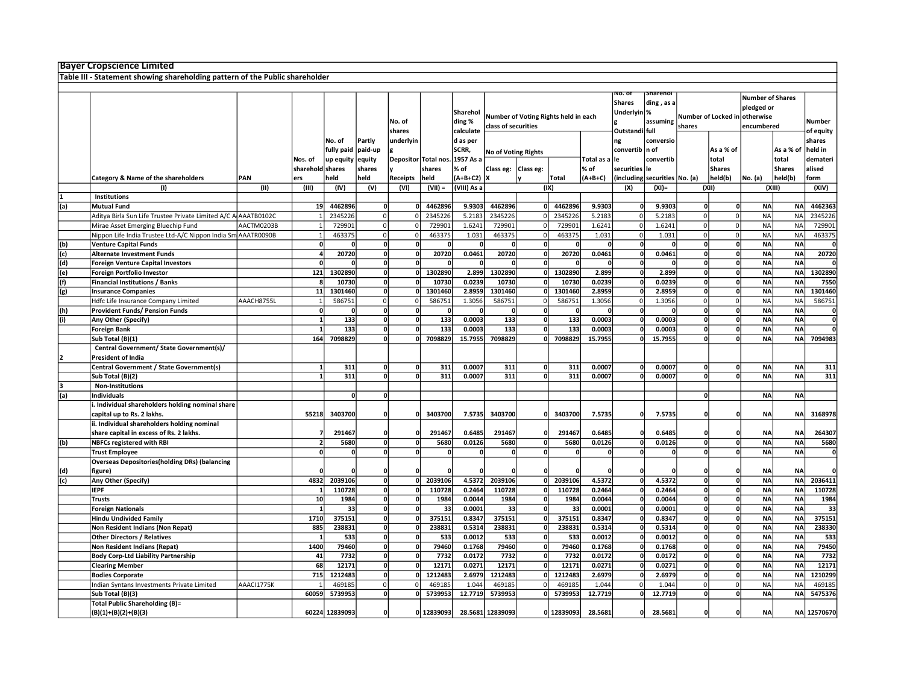**Bayer Cropscience Limited**

**Table III - Statement showing shareholding pattern of the Public shareholder**

| | Category & Name of the shareholders | PAN | Nos. of shareholders | No. of fully paid up equity shares held | Partly paid-up equity shares held | No. of shares underlying Depository Receipts | Total nos. shares held | Shareholding % calculated as per SCRR, 1957 As a % of (A+B+C2) | Number of Voting Rights held in each class of securities | | | | No. of Shares Underlying Outstanding convertible securities (including | Shareholding , as a % assuming full conversion of convertible securities | Number of Locked in shares | | Number of Shares pledged or otherwise encumbered | | Number of equity shares held in dematerialised form |
|---|---|---|---|---|---|---|---|---|---|---|---|---|---|---|---|---|---|---|---|
| | | | | | | | | | No of Voting Rights | | | Total as a % of (A+B+C) | | | No. (a) | As a % of total Shares held(b) | No. (a) | As a % of total Shares held(b) | |
| | | | | | | | | | Class eg: X | Class eg: y | Total | | | | | | | | |
| | (I) | (II) | (III) | (IV) | (V) | (VI) | (VII) = | (VIII) As a | (IX) | | | | (X) | (XI)= | (XII) | | (XIII) | | (XIV) |
| 1 | Institutions | | | | | | | | | | | | | | | | | | |
| (a) | Mutual Fund | | 19 | 4462896 | 0 | 0 | 4462896 | 9.9303 | 4462896 | 0 | 4462896 | 9.9303 | 0 | 9.9303 | 0 | 0 | NA | NA | 4462363 |
| | Aditya Birla Sun Life Trustee Private Limited A/C A | AAATB0102C | 1 | 2345226 | 0 | 0 | 2345226 | 5.2183 | 2345226 | 0 | 2345226 | 5.2183 | 0 | 5.2183 | 0 | 0 | NA | NA | 2345226 |
| | Mirae Asset Emerging Bluechip Fund | AACTM0203B | 1 | 729901 | 0 | 0 | 729901 | 1.6241 | 729901 | 0 | 729901 | 1.6241 | 0 | 1.6241 | 0 | 0 | NA | NA | 729901 |
| | Nippon Life India Trustee Ltd-A/C Nippon India Sm | AAATR0090B | 1 | 463375 | 0 | 0 | 463375 | 1.031 | 463375 | 0 | 463375 | 1.031 | 0 | 1.031 | 0 | 0 | NA | NA | 463375 |
| (b) | Venture Capital Funds | | 0 | 0 | 0 | 0 | 0 | 0 | 0 | 0 | 0 | 0 | 0 | 0 | 0 | 0 | NA | NA | 0 |
| (c) | Alternate Investment Funds | | 4 | 20720 | 0 | 0 | 20720 | 0.0461 | 20720 | 0 | 20720 | 0.0461 | 0 | 0.0461 | 0 | 0 | NA | NA | 20720 |
| (d) | Foreign Venture Capital Investors | | 0 | 0 | 0 | 0 | 0 | 0 | 0 | 0 | 0 | 0 | 0 | 0 | 0 | 0 | NA | NA | 0 |
| (e) | Foreign Portfolio Investor | | 121 | 1302890 | 0 | 0 | 1302890 | 2.899 | 1302890 | 0 | 1302890 | 2.899 | 0 | 2.899 | 0 | 0 | NA | NA | 1302890 |
| (f) | Financial Institutions / Banks | | 8 | 10730 | 0 | 0 | 10730 | 0.0239 | 10730 | 0 | 10730 | 0.0239 | 0 | 0.0239 | 0 | 0 | NA | NA | 7550 |
| (g) | Insurance Companies | | 11 | 1301460 | 0 | 0 | 1301460 | 2.8959 | 1301460 | 0 | 1301460 | 2.8959 | 0 | 2.8959 | 0 | 0 | NA | NA | 1301460 |
| | Hdfc Life Insurance Company Limited | AAACH8755L | 1 | 586751 | 0 | 0 | 586751 | 1.3056 | 586751 | 0 | 586751 | 1.3056 | 0 | 1.3056 | 0 | 0 | NA | NA | 586751 |
| (h) | Provident Funds/ Pension Funds | | 0 | 0 | 0 | 0 | 0 | 0 | 0 | 0 | 0 | 0 | 0 | 0 | 0 | 0 | NA | NA | 0 |
| (i) | Any Other (Specify) | | 1 | 133 | 0 | 0 | 133 | 0.0003 | 133 | 0 | 133 | 0.0003 | 0 | 0.0003 | 0 | 0 | NA | NA | 0 |
| | Foreign Bank | | 1 | 133 | 0 | 0 | 133 | 0.0003 | 133 | 0 | 133 | 0.0003 | 0 | 0.0003 | 0 | 0 | NA | NA | 0 |
| | Sub Total (B)(1) | | 164 | 7098829 | 0 | 0 | 7098829 | 15.7955 | 7098829 | 0 | 7098829 | 15.7955 | 0 | 15.7955 | 0 | 0 | NA | NA | 7094983 |
| 2 | Central Government/ State Government(s)/ President of India | | | | | | | | | | | | | | | | | | |
| | Central Government / State Government(s) | | 1 | 311 | 0 | 0 | 311 | 0.0007 | 311 | 0 | 311 | 0.0007 | 0 | 0.0007 | 0 | 0 | NA | NA | 311 |
| | Sub Total (B)(2) | | 1 | 311 | 0 | 0 | 311 | 0.0007 | 311 | 0 | 311 | 0.0007 | 0 | 0.0007 | 0 | 0 | NA | NA | 311 |
| 3 | Non-Institutions | | | | | | | | | | | | | | | | | | |
| (a) | Individuals | | | 0 | 0 | | | | | | | | | | 0 | | NA | NA | |
| | i. Individual shareholders holding nominal share capital up to Rs. 2 lakhs. | | 55218 | 3403700 | 0 | 0 | 3403700 | 7.5735 | 3403700 | 0 | 3403700 | 7.5735 | 0 | 7.5735 | 0 | 0 | NA | NA | 3168978 |
| | ii. Individual shareholders holding nominal share capital in excess of Rs. 2 lakhs. | | 7 | 291467 | 0 | 0 | 291467 | 0.6485 | 291467 | 0 | 291467 | 0.6485 | 0 | 0.6485 | 0 | 0 | NA | NA | 264307 |
| (b) | NBFCs registered with RBI | | 2 | 5680 | 0 | 0 | 5680 | 0.0126 | 5680 | 0 | 5680 | 0.0126 | 0 | 0.0126 | 0 | 0 | NA | NA | 5680 |
| | Trust Employee | | 0 | 0 | 0 | 0 | 0 | 0 | 0 | 0 | 0 | 0 | 0 | 0 | 0 | 0 | NA | NA | 0 |
| (d) | Overseas Depositories(holding DRs) (balancing figure) | | 0 | 0 | 0 | 0 | 0 | 0 | 0 | 0 | 0 | 0 | 0 | 0 | 0 | 0 | NA | NA | 0 |
| (c) | Any Other (Specify) | | 4832 | 2039106 | 0 | 0 | 2039106 | 4.5372 | 2039106 | 0 | 2039106 | 4.5372 | 0 | 4.5372 | 0 | 0 | NA | NA | 2036411 |
| | IEPF | | 1 | 110728 | 0 | 0 | 110728 | 0.2464 | 110728 | 0 | 110728 | 0.2464 | 0 | 0.2464 | 0 | 0 | NA | NA | 110728 |
| | Trusts | | 10 | 1984 | 0 | 0 | 1984 | 0.0044 | 1984 | 0 | 1984 | 0.0044 | 0 | 0.0044 | 0 | 0 | NA | NA | 1984 |
| | Foreign Nationals | | 1 | 33 | 0 | 0 | 33 | 0.0001 | 33 | 0 | 33 | 0.0001 | 0 | 0.0001 | 0 | 0 | NA | NA | 33 |
| | Hindu Undivided Family | | 1710 | 375151 | 0 | 0 | 375151 | 0.8347 | 375151 | 0 | 375151 | 0.8347 | 0 | 0.8347 | 0 | 0 | NA | NA | 375151 |
| | Non Resident Indians (Non Repat) | | 885 | 238831 | 0 | 0 | 238831 | 0.5314 | 238831 | 0 | 238831 | 0.5314 | 0 | 0.5314 | 0 | 0 | NA | NA | 238330 |
| | Other Directors / Relatives | | 1 | 533 | 0 | 0 | 533 | 0.0012 | 533 | 0 | 533 | 0.0012 | 0 | 0.0012 | 0 | 0 | NA | NA | 533 |
| | Non Resident Indians (Repat) | | 1400 | 79460 | 0 | 0 | 79460 | 0.1768 | 79460 | 0 | 79460 | 0.1768 | 0 | 0.1768 | 0 | 0 | NA | NA | 79450 |
| | Body Corp-Ltd Liability Partnership | | 41 | 7732 | 0 | 0 | 7732 | 0.0172 | 7732 | 0 | 7732 | 0.0172 | 0 | 0.0172 | 0 | 0 | NA | NA | 7732 |
| | Clearing Member | | 68 | 12171 | 0 | 0 | 12171 | 0.0271 | 12171 | 0 | 12171 | 0.0271 | 0 | 0.0271 | 0 | 0 | NA | NA | 12171 |
| | Bodies Corporate | | 715 | 1212483 | 0 | 0 | 1212483 | 2.6979 | 1212483 | 0 | 1212483 | 2.6979 | 0 | 2.6979 | 0 | 0 | NA | NA | 1210299 |
| | Indian Syntans Investments Private Limited | AAACI1775K | 1 | 469185 | 0 | 0 | 469185 | 1.044 | 469185 | 0 | 469185 | 1.044 | 0 | 1.044 | 0 | 0 | NA | NA | 469185 |
| | Sub Total (B)(3) | | 60059 | 5739953 | 0 | 0 | 5739953 | 12.7719 | 5739953 | 0 | 5739953 | 12.7719 | 0 | 12.7719 | 0 | 0 | NA | NA | 5475376 |
| | Total Public Shareholding (B)= (B)(1)+(B)(2)+(B)(3) | | 60224 | 12839093 | 0 | 0 | 12839093 | 28.5681 | 12839093 | 0 | 12839093 | 28.5681 | 0 | 28.5681 | 0 | 0 | NA | NA | 12570670 |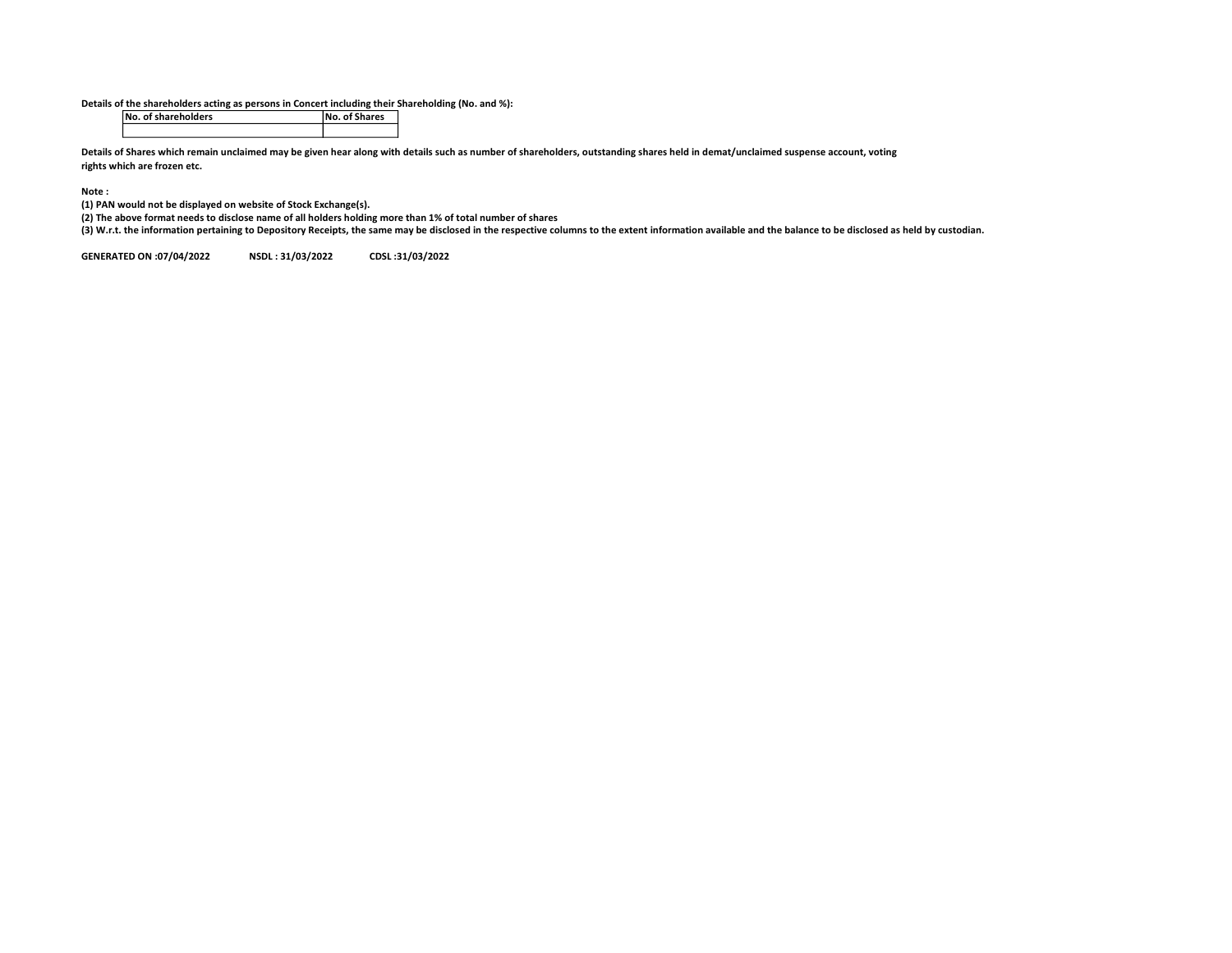**Details of the shareholders acting as persons in Concert including their Shareholding (No. and %):**

| No. of shareholders | No. of Shares |
|---|---|
| | |

**Details of Shares which remain unclaimed may be given hear along with details such as number of shareholders, outstanding shares held in demat/unclaimed suspense account, voting rights which are frozen etc.**

**Note :**

**(1) PAN would not be displayed on website of Stock Exchange(s).**

**(2) The above format needs to disclose name of all holders holding more than 1% of total number of shares**

**(3) W.r.t. the information pertaining to Depository Receipts, the same may be disclosed in the respective columns to the extent information available and the balance to be disclosed as held by custodian.**

**GENERATED ON :07/04/2022 NSDL : 31/03/2022 CDSL :31/03/2022**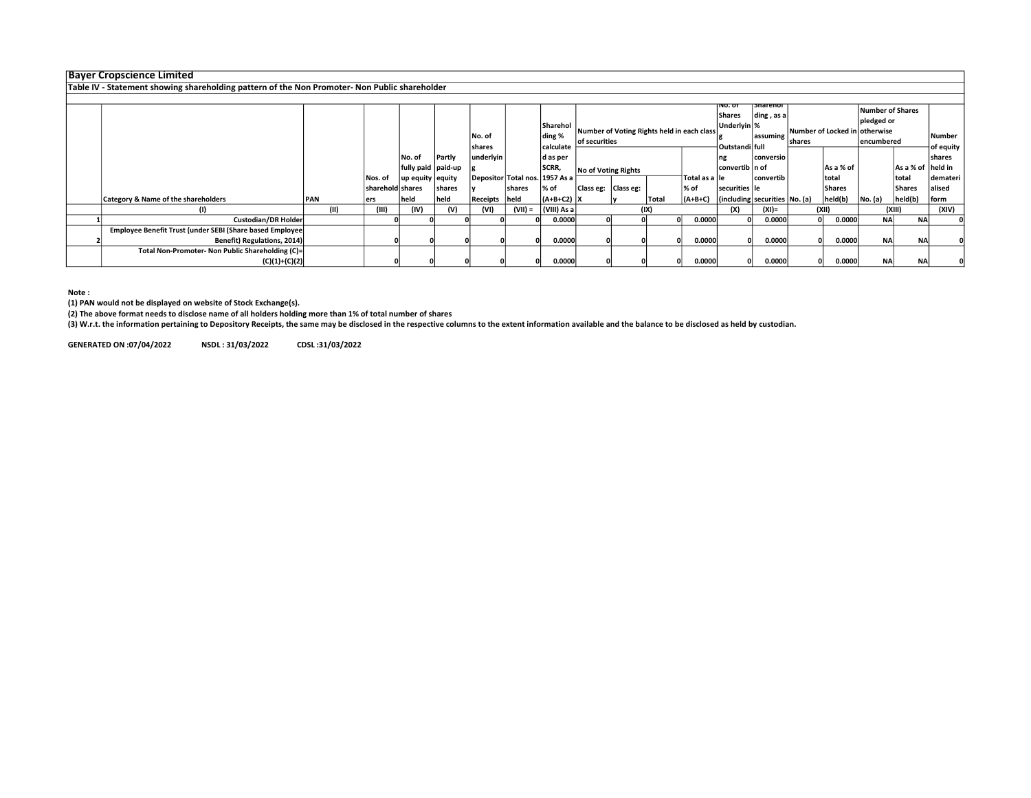## Bayer Cropscience Limited

### Table IV - Statement showing shareholding pattern of the Non Promoter- Non Public shareholder

| | Category & Name of the shareholders | PAN | Nos. of shareholders | No. of fully paid up equity shares held | Partly paid-up equity shares held | No. of shares underlying Depository Receipts | Total nos. shares held | Shareholding % calculated as per SCRR, 1957 As a % of (A+B+C2) | Number of Voting Rights held in each class of securities | | | | No. of Shares Underlying Outstanding convertible securities (including | Shareholding , as a % assuming full conversion of convertible securities | Number of Locked in shares | | Number of Shares pledged or otherwise encumbered | | Number of equity shares held in dematerialised form |
|---|---|---|---|---|---|---|---|---|---|---|---|---|---|---|---|---|---|---|---|
| | | | | | | | | | No of Voting Rights | | | Total as a % of (A+B+C) | | | No. (a) | As a % of total Shares held(b) | No. (a) | As a % of total Shares held(b) | |
| | | | | | | | | | Class eg: X | Class eg: y | Total | | | | | | | | |
| | (I) | (II) | (III) | (IV) | (V) | (VI) | (VII) = | (VIII) As a | (IX) | | | | (X) | (XI)= | (XII) | | (XIII) | | (XIV) |
| 1 | Custodian/DR Holder | | 0 | 0 | 0 | 0 | 0 | 0.0000 | 0 | 0 | 0 | 0.0000 | 0 | 0.0000 | 0 | 0.0000 | NA | NA | 0 |
| 2 | Employee Benefit Trust (under SEBI (Share based Employee Benefit) Regulations, 2014) | | 0 | 0 | 0 | 0 | 0 | 0.0000 | 0 | 0 | 0 | 0.0000 | 0 | 0.0000 | 0 | 0.0000 | NA | NA | 0 |
| | Total Non-Promoter- Non Public Shareholding (C)= (C)(1)+(C)(2) | | 0 | 0 | 0 | 0 | 0 | 0.0000 | 0 | 0 | 0 | 0.0000 | 0 | 0.0000 | 0 | 0.0000 | NA | NA | 0 |

**Note :**

**(1) PAN would not be displayed on website of Stock Exchange(s).**

**(2) The above format needs to disclose name of all holders holding more than 1% of total number of shares**

**(3) W.r.t. the information pertaining to Depository Receipts, the same may be disclosed in the respective columns to the extent information available and the balance to be disclosed as held by custodian.**

**GENERATED ON :07/04/2022 NSDL : 31/03/2022 CDSL :31/03/2022**